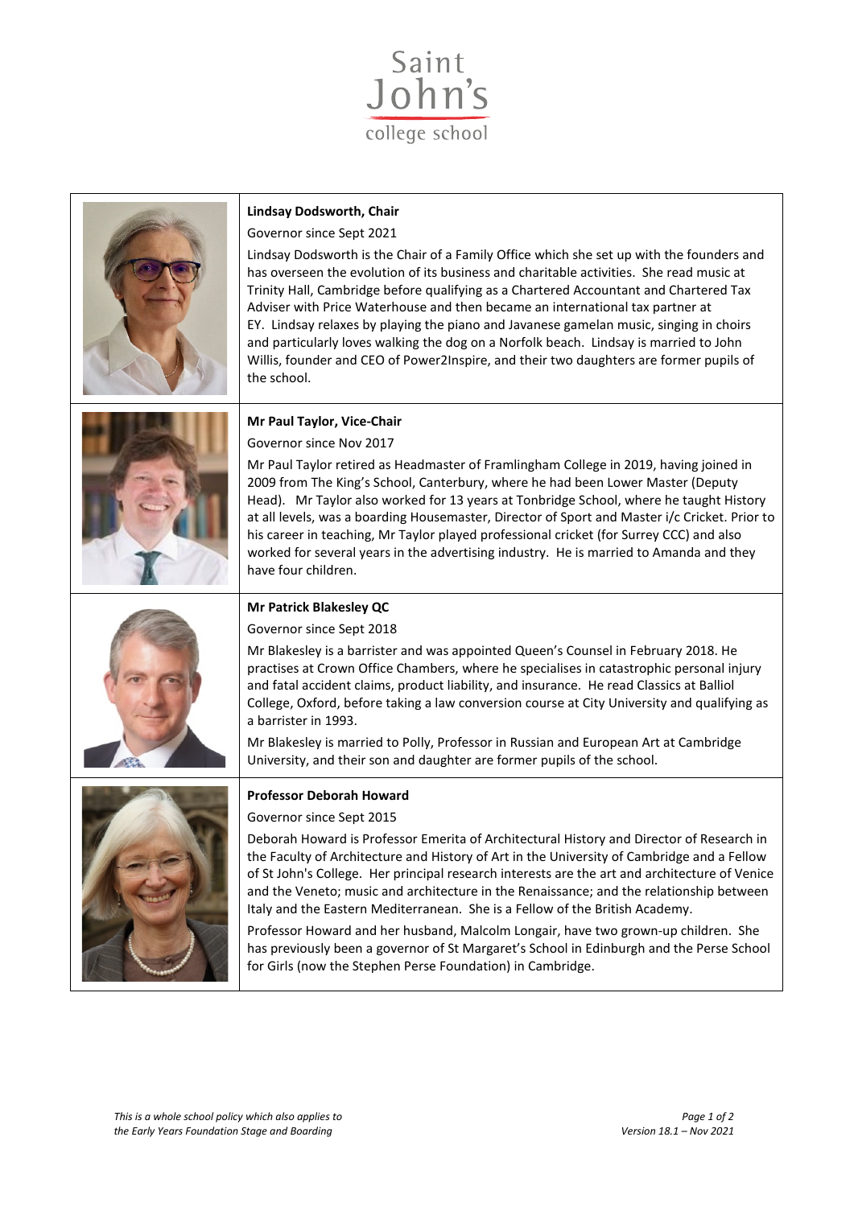Saint John's college school

**Lindsay Dodsworth, Chair**

Governor since Sept 2021

Lindsay Dodsworth is the Chair of a Family Office which she set up with the founders and has overseen the evolution of its business and charitable activities. She read music at Trinity Hall, Cambridge before qualifying as a Chartered Accountant and Chartered Tax Adviser with Price Waterhouse and then became an international tax partner at EY. Lindsay relaxes by playing the piano and Javanese gamelan music, singing in choirs and particularly loves walking the dog on a Norfolk beach. Lindsay is married to John Willis, founder and CEO of Power2Inspire, and their two daughters are former pupils of the school.

**Mr Paul Taylor, Vice-Chair**

Governor since Nov 2017

Mr Paul Taylor retired as Headmaster of Framlingham College in 2019, having joined in 2009 from The King's School, Canterbury, where he had been Lower Master (Deputy Head). Mr Taylor also worked for 13 years at Tonbridge School, where he taught History at all levels, was a boarding Housemaster, Director of Sport and Master i/c Cricket. Prior to his career in teaching, Mr Taylor played professional cricket (for Surrey CCC) and also worked for several years in the advertising industry. He is married to Amanda and they have four children.

**Mr Patrick Blakesley QC**

Governor since Sept 2018

Mr Blakesley is a barrister and was appointed Queen's Counsel in February 2018. He practises at Crown Office Chambers, where he specialises in catastrophic personal injury and fatal accident claims, product liability, and insurance. He read Classics at Balliol College, Oxford, before taking a law conversion course at City University and qualifying as a barrister in 1993.

Mr Blakesley is married to Polly, Professor in Russian and European Art at Cambridge University, and their son and daughter are former pupils of the school.

**Professor Deborah Howard**

Governor since Sept 2015

Deborah Howard is Professor Emerita of Architectural History and Director of Research in the Faculty of Architecture and History of Art in the University of Cambridge and a Fellow of St John's College. Her principal research interests are the art and architecture of Venice and the Veneto; music and architecture in the Renaissance; and the relationship between Italy and the Eastern Mediterranean. She is a Fellow of the British Academy.

Professor Howard and her husband, Malcolm Longair, have two grown-up children. She has previously been a governor of St Margaret's School in Edinburgh and the Perse School for Girls (now the Stephen Perse Foundation) in Cambridge.

*This is a whole school policy which also applies to the Early Years Foundation Stage and Boarding*

*Version 18.1 – Nov 2021*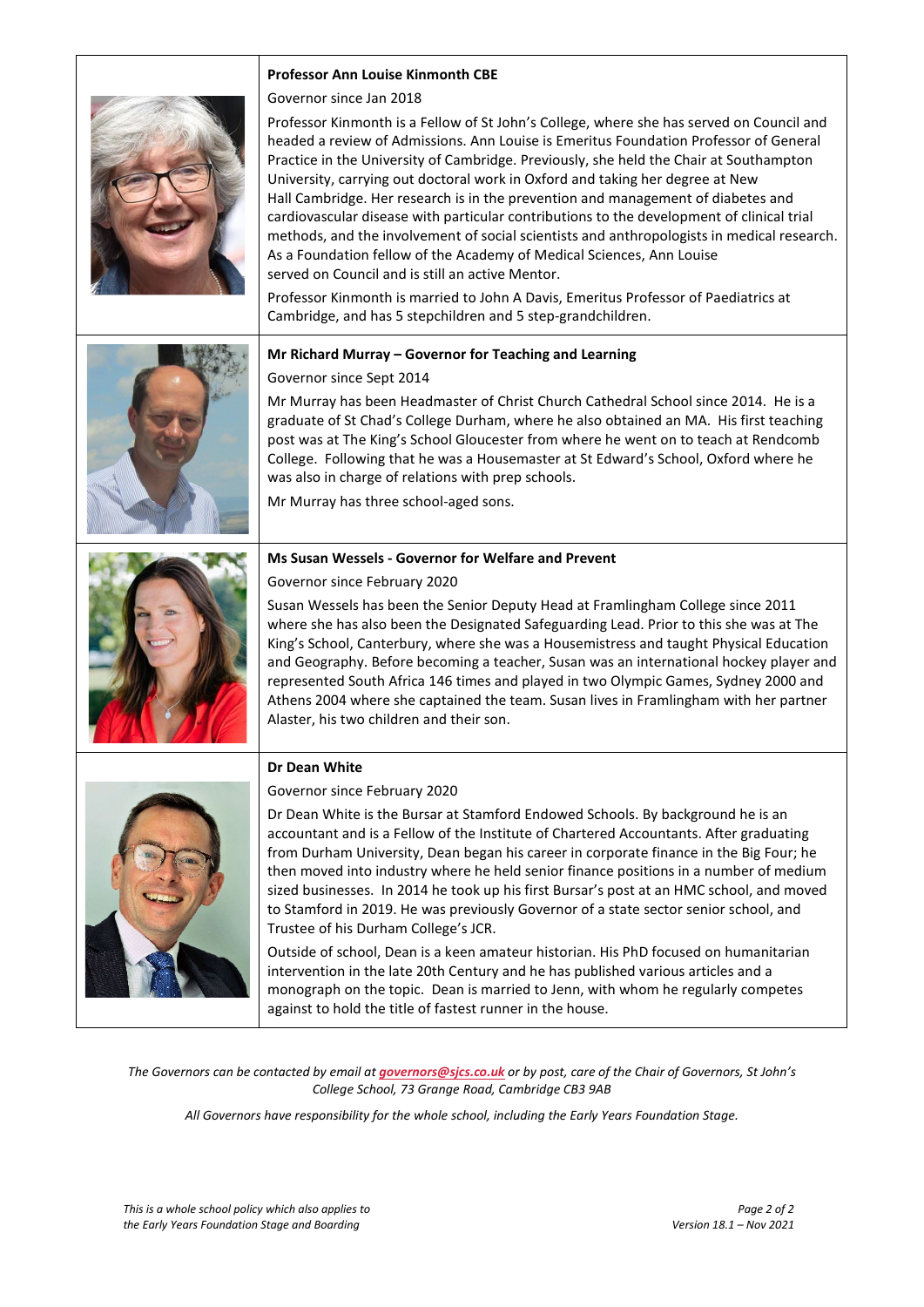**Professor Ann Louise Kinmonth CBE**

Governor since Jan 2018

Professor Kinmonth is a Fellow of St John's College, where she has served on Council and headed a review of Admissions. Ann Louise is Emeritus Foundation Professor of General Practice in the University of Cambridge. Previously, she held the Chair at Southampton University, carrying out doctoral work in Oxford and taking her degree at New Hall Cambridge. Her research is in the prevention and management of diabetes and cardiovascular disease with particular contributions to the development of clinical trial methods, and the involvement of social scientists and anthropologists in medical research. As a Foundation fellow of the Academy of Medical Sciences, Ann Louise served on Council and is still an active Mentor.

Professor Kinmonth is married to John A Davis, Emeritus Professor of Paediatrics at Cambridge, and has 5 stepchildren and 5 step-grandchildren.

**Mr Richard Murray – Governor for Teaching and Learning**

Governor since Sept 2014

Mr Murray has been Headmaster of Christ Church Cathedral School since 2014. He is a graduate of St Chad's College Durham, where he also obtained an MA. His first teaching post was at The King's School Gloucester from where he went on to teach at Rendcomb College. Following that he was a Housemaster at St Edward's School, Oxford where he was also in charge of relations with prep schools.

Mr Murray has three school-aged sons.

**Ms Susan Wessels - Governor for Welfare and Prevent**

Governor since February 2020

Susan Wessels has been the Senior Deputy Head at Framlingham College since 2011 where she has also been the Designated Safeguarding Lead. Prior to this she was at The King's School, Canterbury, where she was a Housemistress and taught Physical Education and Geography. Before becoming a teacher, Susan was an international hockey player and represented South Africa 146 times and played in two Olympic Games, Sydney 2000 and Athens 2004 where she captained the team. Susan lives in Framlingham with her partner Alaster, his two children and their son.

**Dr Dean White**

Governor since February 2020

Dr Dean White is the Bursar at Stamford Endowed Schools. By background he is an accountant and is a Fellow of the Institute of Chartered Accountants. After graduating from Durham University, Dean began his career in corporate finance in the Big Four; he then moved into industry where he held senior finance positions in a number of medium sized businesses. In 2014 he took up his first Bursar's post at an HMC school, and moved to Stamford in 2019. He was previously Governor of a state sector senior school, and Trustee of his Durham College's JCR.

Outside of school, Dean is a keen amateur historian. His PhD focused on humanitarian intervention in the late 20th Century and he has published various articles and a monograph on the topic. Dean is married to Jenn, with whom he regularly competes against to hold the title of fastest runner in the house.

*The Governors can be contacted by email at governors@sjcs.co.uk or by post, care of the Chair of Governors, St John's College School, 73 Grange Road, Cambridge CB3 9AB*

*All Governors have responsibility for the whole school, including the Early Years Foundation Stage.*

*This is a whole school policy which also applies to the Early Years Foundation Stage and Boarding*

*Version 18.1 – Nov 2021*